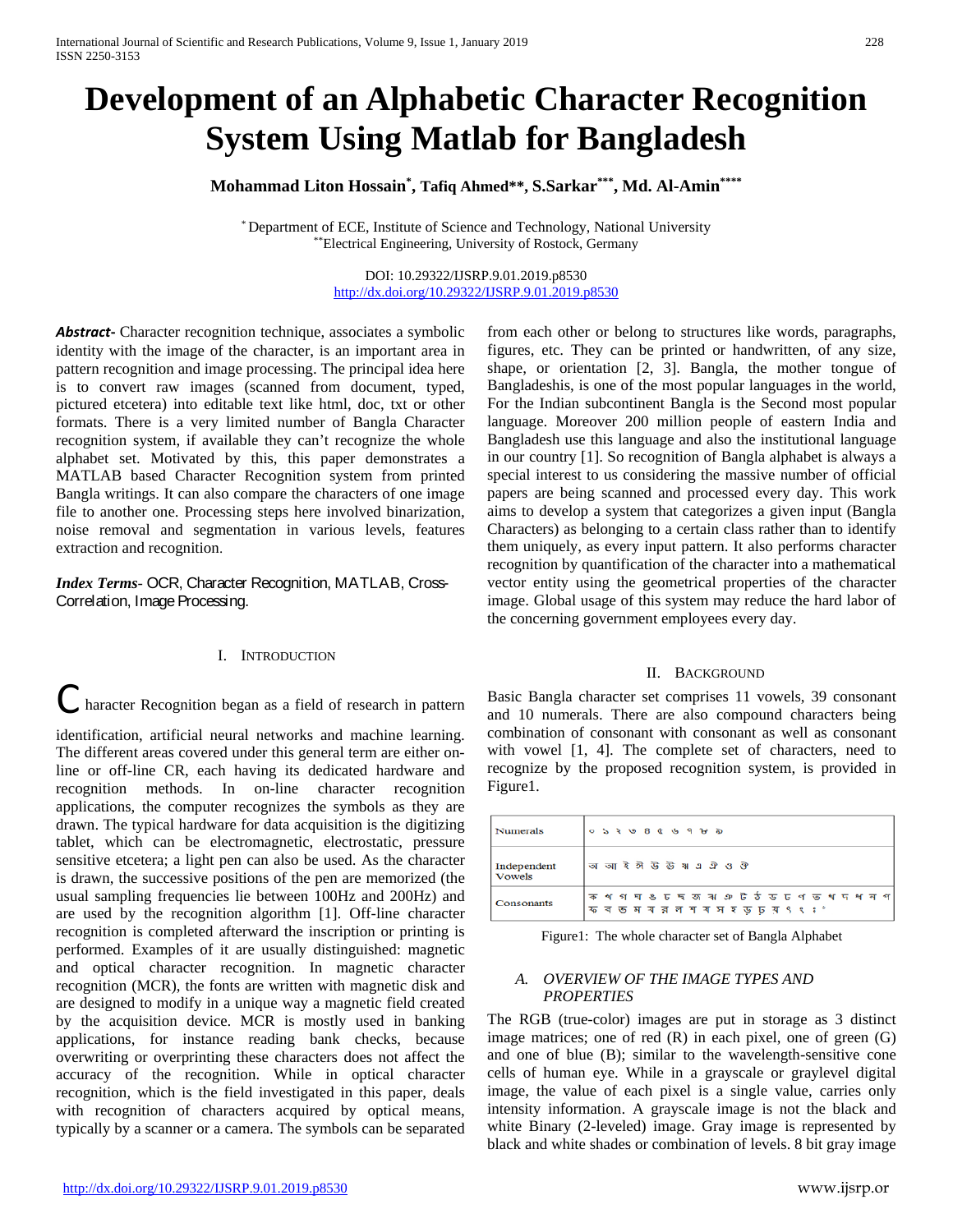# Development of an Alphabetic Character Recognition System Using Matlab for Bangladesh

**Mohammad Liton Hossain*, Tafiq Ahmed**, S.Sarkar***, Md. Al-Amin******

\* Department of ECE, Institute of Science and Technology, National University
** Electrical Engineering, University of Rostock, Germany

DOI: 10.29322/IJSRP.9.01.2019.p8530
http://dx.doi.org/10.29322/IJSRP.9.01.2019.p8530

***Abstract-*** Character recognition technique, associates a symbolic identity with the image of the character, is an important area in pattern recognition and image processing. The principal idea here is to convert raw images (scanned from document, typed, pictured etcetera) into editable text like html, doc, txt or other formats. There is a very limited number of Bangla Character recognition system, if available they can't recognize the whole alphabet set. Motivated by this, this paper demonstrates a MATLAB based Character Recognition system from printed Bangla writings. It can also compare the characters of one image file to another one. Processing steps here involved binarization, noise removal and segmentation in various levels, features extraction and recognition.

***Index Terms***- OCR, Character Recognition, MATLAB, Cross-Correlation, Image Processing.

## I. Introduction

Character Recognition began as a field of research in pattern identification, artificial neural networks and machine learning. The different areas covered under this general term are either on-line or off-line CR, each having its dedicated hardware and recognition methods. In on-line character recognition applications, the computer recognizes the symbols as they are drawn. The typical hardware for data acquisition is the digitizing tablet, which can be electromagnetic, electrostatic, pressure sensitive etcetera; a light pen can also be used. As the character is drawn, the successive positions of the pen are memorized (the usual sampling frequencies lie between 100Hz and 200Hz) and are used by the recognition algorithm [1]. Off-line character recognition is completed afterward the inscription or printing is performed. Examples of it are usually distinguished: magnetic and optical character recognition. In magnetic character recognition (MCR), the fonts are written with magnetic disk and are designed to modify in a unique way a magnetic field created by the acquisition device. MCR is mostly used in banking applications, for instance reading bank checks, because overwriting or overprinting these characters does not affect the accuracy of the recognition. While in optical character recognition, which is the field investigated in this paper, deals with recognition of characters acquired by optical means, typically by a scanner or a camera. The symbols can be separated from each other or belong to structures like words, paragraphs, figures, etc. They can be printed or handwritten, of any size, shape, or orientation [2, 3]. Bangla, the mother tongue of Bangladeshis, is one of the most popular languages in the world, For the Indian subcontinent Bangla is the Second most popular language. Moreover 200 million people of eastern India and Bangladesh use this language and also the institutional language in our country [1]. So recognition of Bangla alphabet is always a special interest to us considering the massive number of official papers are being scanned and processed every day. This work aims to develop a system that categorizes a given input (Bangla Characters) as belonging to a certain class rather than to identify them uniquely, as every input pattern. It also performs character recognition by quantification of the character into a mathematical vector entity using the geometrical properties of the character image. Global usage of this system may reduce the hard labor of the concerning government employees every day.

## II. Background

Basic Bangla character set comprises 11 vowels, 39 consonant and 10 numerals. There are also compound characters being combination of consonant with consonant as well as consonant with vowel [1, 4]. The complete set of characters, need to recognize by the proposed recognition system, is provided in Figure1.

| | |
|---|---|
| Numerals | ০ ১ ২ ৩ ৪ ৫ ৬ ৭ ৮ ৯ |
| Independent Vowels | অ আ ই ঈ উ ঊ ঋ এ ঐ ও ঔ |
| Consonants | ক খ গ ঘ ঙ চ ছ জ ঝ ঞ ট ঠ ড ঢ ণ ত থ দ ধ ন প ফ ব ভ ম য র ল শ ষ স হ ড় ঢ় য় ৎ ং ঃ ঁ |

Figure1: The whole character set of Bangla Alphabet

### A. Overview of the Image Types and Properties

The RGB (true-color) images are put in storage as 3 distinct image matrices; one of red (R) in each pixel, one of green (G) and one of blue (B); similar to the wavelength-sensitive cone cells of human eye. While in a grayscale or graylevel digital image, the value of each pixel is a single value, carries only intensity information. A grayscale image is not the black and white Binary (2-leveled) image. Gray image is represented by black and white shades or combination of levels. 8 bit gray image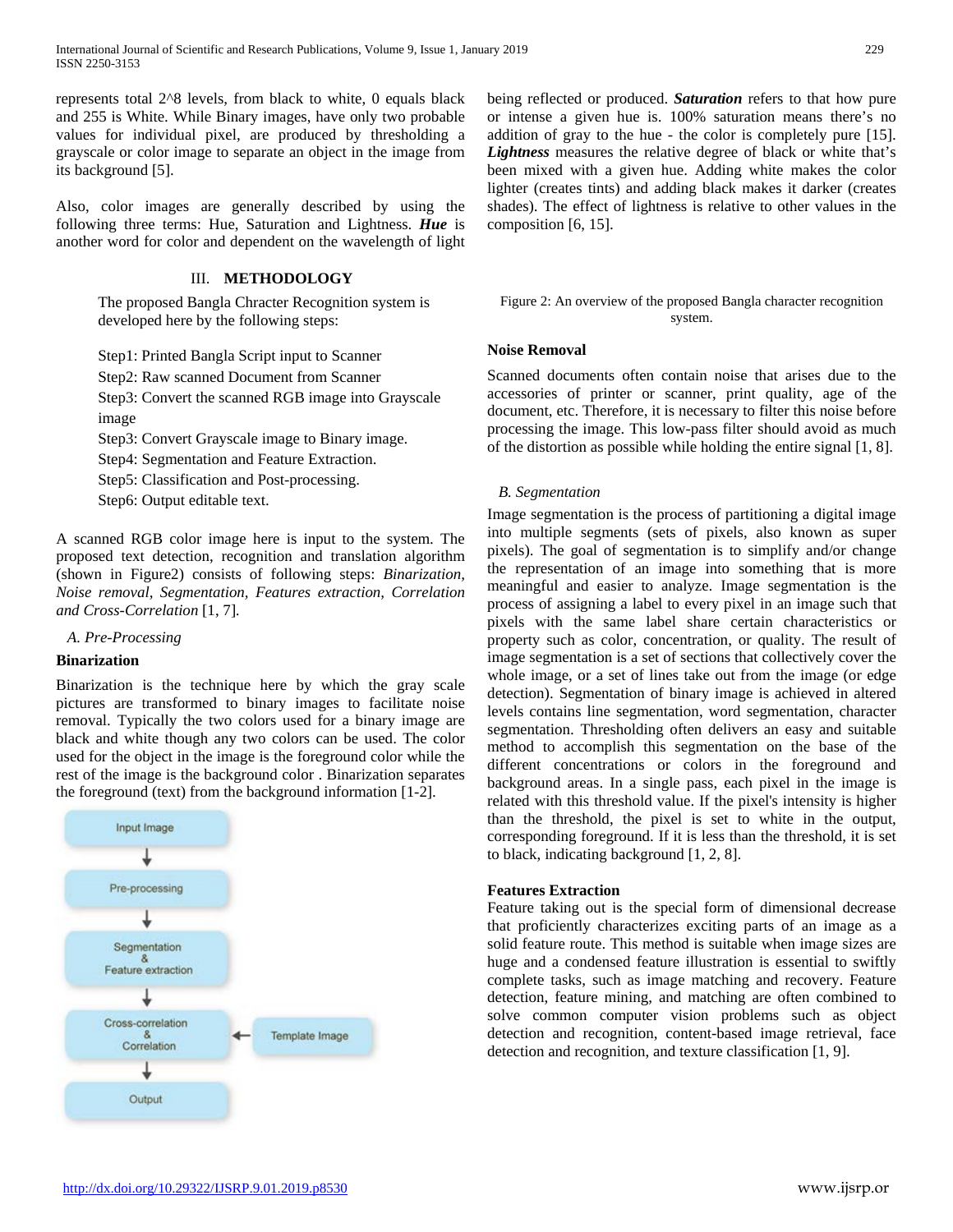represents total 2^8 levels, from black to white, 0 equals black and 255 is White. While Binary images, have only two probable values for individual pixel, are produced by thresholding a grayscale or color image to separate an object in the image from its background [5].

Also, color images are generally described by using the following three terms: Hue, Saturation and Lightness. ***Hue*** is another word for color and dependent on the wavelength of light being reflected or produced. ***Saturation*** refers to that how pure or intense a given hue is. 100% saturation means there's no addition of gray to the hue - the color is completely pure [15]. ***Lightness*** measures the relative degree of black or white that's been mixed with a given hue. Adding white makes the color lighter (creates tints) and adding black makes it darker (creates shades). The effect of lightness is relative to other values in the composition [6, 15].

## III. METHODOLOGY

The proposed Bangla Chracter Recognition system is developed here by the following steps:

Step1: Printed Bangla Script input to Scanner
Step2: Raw scanned Document from Scanner
Step3: Convert the scanned RGB image into Grayscale image
Step3: Convert Grayscale image to Binary image.
Step4: Segmentation and Feature Extraction.
Step5: Classification and Post-processing.
Step6: Output editable text.

A scanned RGB color image here is input to the system. The proposed text detection, recognition and translation algorithm (shown in Figure2) consists of following steps: *Binarization, Noise removal, Segmentation, Features extraction, Correlation and Cross-Correlation* [1, 7].

### *A. Pre-Processing*

**Binarization**

Binarization is the technique here by which the gray scale pictures are transformed to binary images to facilitate noise removal. Typically the two colors used for a binary image are black and white though any two colors can be used. The color used for the object in the image is the foreground color while the rest of the image is the background color . Binarization separates the foreground (text) from the background information [1-2].

Input Image → Pre-processing → Segmentation & Feature extraction → Cross-correlation & Correlation (← Template Image) → Output

Figure 2: An overview of the proposed Bangla character recognition system.

**Noise Removal**

Scanned documents often contain noise that arises due to the accessories of printer or scanner, print quality, age of the document, etc. Therefore, it is necessary to filter this noise before processing the image. This low-pass filter should avoid as much of the distortion as possible while holding the entire signal [1, 8].

### *B. Segmentation*

Image segmentation is the process of partitioning a digital image into multiple segments (sets of pixels, also known as super pixels). The goal of segmentation is to simplify and/or change the representation of an image into something that is more meaningful and easier to analyze. Image segmentation is the process of assigning a label to every pixel in an image such that pixels with the same label share certain characteristics or property such as color, concentration, or quality. The result of image segmentation is a set of sections that collectively cover the whole image, or a set of lines take out from the image (or edge detection). Segmentation of binary image is achieved in altered levels contains line segmentation, word segmentation, character segmentation. Thresholding often delivers an easy and suitable method to accomplish this segmentation on the base of the different concentrations or colors in the foreground and background areas. In a single pass, each pixel in the image is related with this threshold value. If the pixel's intensity is higher than the threshold, the pixel is set to white in the output, corresponding foreground. If it is less than the threshold, it is set to black, indicating background [1, 2, 8].

**Features Extraction**

Feature taking out is the special form of dimensional decrease that proficiently characterizes exciting parts of an image as a solid feature route. This method is suitable when image sizes are huge and a condensed feature illustration is essential to swiftly complete tasks, such as image matching and recovery. Feature detection, feature mining, and matching are often combined to solve common computer vision problems such as object detection and recognition, content-based image retrieval, face detection and recognition, and texture classification [1, 9].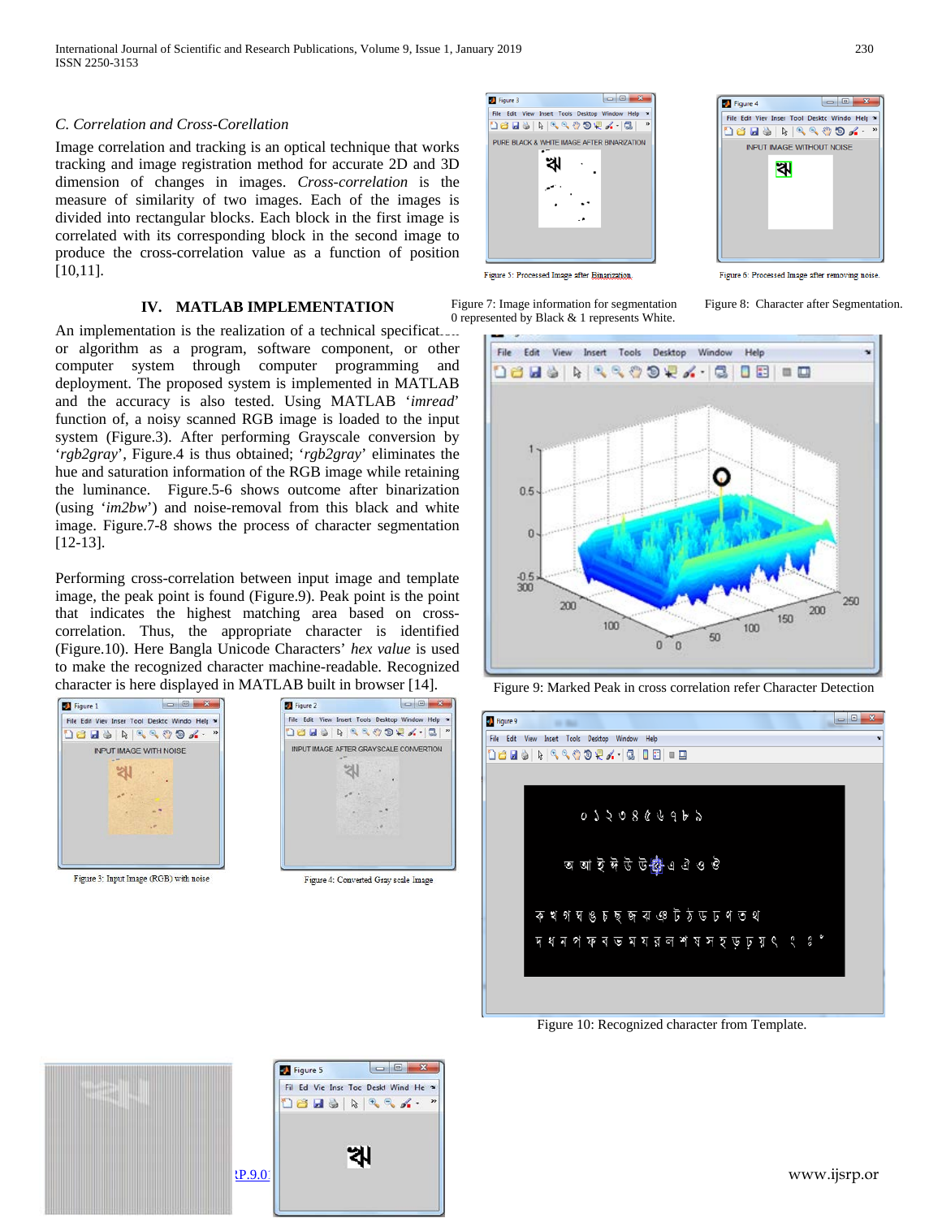### C. Correlation and Cross-Corellation

Image correlation and tracking is an optical technique that works tracking and image registration method for accurate 2D and 3D dimension of changes in images. *Cross-correlation* is the measure of similarity of two images. Each of the images is divided into rectangular blocks. Each block in the first image is correlated with its corresponding block in the second image to produce the cross-correlation value as a function of position [10,11].

## IV. MATLAB IMPLEMENTATION

An implementation is the realization of a technical specification or algorithm as a program, software component, or other computer system through computer programming and deployment. The proposed system is implemented in MATLAB and the accuracy is also tested. Using MATLAB '*imread*' function of, a noisy scanned RGB image is loaded to the input system (Figure.3). After performing Grayscale conversion by '*rgb2gray*', Figure.4 is thus obtained; '*rgb2gray*' eliminates the hue and saturation information of the RGB image while retaining the luminance. Figure.5-6 shows outcome after binarization (using '*im2bw*') and noise-removal from this black and white image. Figure.7-8 shows the process of character segmentation [12-13].

Performing cross-correlation between input image and template image, the peak point is found (Figure.9). Peak point is the point that indicates the highest matching area based on cross-correlation. Thus, the appropriate character is identified (Figure.10). Here Bangla Unicode Characters' *hex value* is used to make the recognized character machine-readable. Recognized character is here displayed in MATLAB built in browser [14].

Figure 3: Input Image (RGB) with noise

Figure 4: Converted Gray scale Image

Figure 5: Processed Image after Binarization

Figure 6: Processed Image after removing noise.

Figure 7: Image information for segmentation 0 represented by Black & 1 represents White.

Figure 8: Character after Segmentation.

Figure 9: Marked Peak in cross correlation refer Character Detection

Figure 10: Recognized character from Template.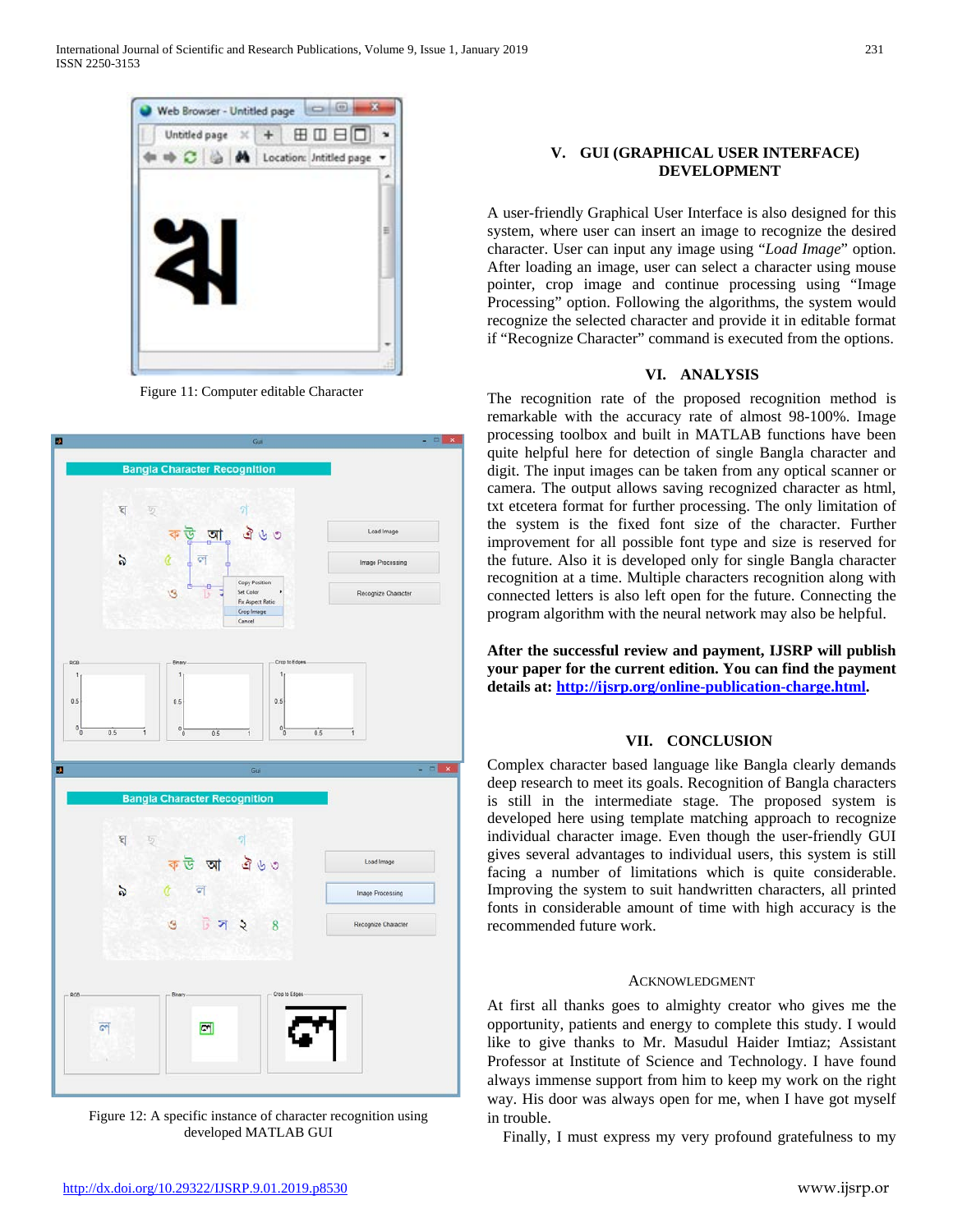Figure 11: Computer editable Character

Figure 12: A specific instance of character recognition using developed MATLAB GUI

## V. GUI (GRAPHICAL USER INTERFACE) DEVELOPMENT

A user-friendly Graphical User Interface is also designed for this system, where user can insert an image to recognize the desired character. User can input any image using "*Load Image*" option. After loading an image, user can select a character using mouse pointer, crop image and continue processing using "Image Processing" option. Following the algorithms, the system would recognize the selected character and provide it in editable format if "Recognize Character" command is executed from the options.

## VI. ANALYSIS

The recognition rate of the proposed recognition method is remarkable with the accuracy rate of almost 98-100%. Image processing toolbox and built in MATLAB functions have been quite helpful here for detection of single Bangla character and digit. The input images can be taken from any optical scanner or camera. The output allows saving recognized character as html, txt etcetera format for further processing. The only limitation of the system is the fixed font size of the character. Further improvement for all possible font type and size is reserved for the future. Also it is developed only for single Bangla character recognition at a time. Multiple characters recognition along with connected letters is also left open for the future. Connecting the program algorithm with the neural network may also be helpful.

**After the successful review and payment, IJSRP will publish your paper for the current edition. You can find the payment details at: http://ijsrp.org/online-publication-charge.html.**

## VII. CONCLUSION

Complex character based language like Bangla clearly demands deep research to meet its goals. Recognition of Bangla characters is still in the intermediate stage. The proposed system is developed here using template matching approach to recognize individual character image. Even though the user-friendly GUI gives several advantages to individual users, this system is still facing a number of limitations which is quite considerable. Improving the system to suit handwritten characters, all printed fonts in considerable amount of time with high accuracy is the recommended future work.

## ACKNOWLEDGMENT

At first all thanks goes to almighty creator who gives me the opportunity, patients and energy to complete this study. I would like to give thanks to Mr. Masudul Haider Imtiaz; Assistant Professor at Institute of Science and Technology. I have found always immense support from him to keep my work on the right way. His door was always open for me, when I have got myself in trouble.

Finally, I must express my very profound gratefulness to my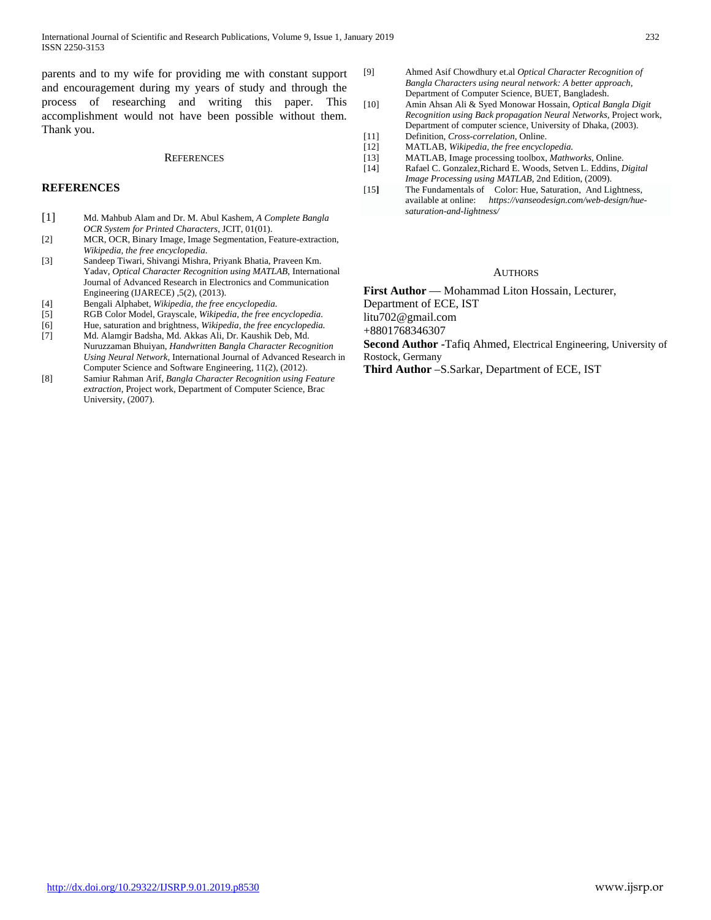parents and to my wife for providing me with constant support and encouragement during my years of study and through the process of researching and writing this paper. This accomplishment would not have been possible without them. Thank you.

REFERENCES

## REFERENCES

[1] Md. Mahbub Alam and Dr. M. Abul Kashem, *A Complete Bangla OCR System for Printed Characters*, JCIT, 01(01).

[2] MCR, OCR, Binary Image, Image Segmentation, Feature-extraction, *Wikipedia, the free encyclopedia.*

[3] Sandeep Tiwari, Shivangi Mishra, Priyank Bhatia, Praveen Km. Yadav, *Optical Character Recognition using MATLAB*, International Journal of Advanced Research in Electronics and Communication Engineering (IJARECE) ,5(2), (2013).

[4] Bengali Alphabet, *Wikipedia, the free encyclopedia.*

[5] RGB Color Model, Grayscale, *Wikipedia, the free encyclopedia.*

[6] Hue, saturation and brightness, *Wikipedia, the free encyclopedia.*

[7] Md. Alamgir Badsha, Md. Akkas Ali, Dr. Kaushik Deb, Md. Nuruzzaman Bhuiyan, *Handwritten Bangla Character Recognition Using Neural Network*, International Journal of Advanced Research in Computer Science and Software Engineering, 11(2), (2012).

[8] Samiur Rahman Arif, *Bangla Character Recognition using Feature extraction*, Project work, Department of Computer Science, Brac University, (2007).

[9] Ahmed Asif Chowdhury et.al *Optical Character Recognition of Bangla Characters using neural network: A better approach*, Department of Computer Science, BUET, Bangladesh.

[10] Amin Ahsan Ali & Syed Monowar Hossain, *Optical Bangla Digit Recognition using Back propagation Neural Networks*, Project work, Department of computer science, University of Dhaka, (2003).

[11] Definition, *Cross-correlation*, Online.

[12] MATLAB, *Wikipedia, the free encyclopedia.*

[13] MATLAB, Image processing toolbox, *Mathworks*, Online.

[14] Rafael C. Gonzalez,Richard E. Woods, Setven L. Eddins, *Digital Image Processing using MATLAB*, 2nd Edition, (2009).

[15] The Fundamentals of Color: Hue, Saturation, And Lightness, available at online: *https://vanseodesign.com/web-design/hue-saturation-and-lightness/*

AUTHORS

**First Author** — Mohammad Liton Hossain, Lecturer, Department of ECE, IST
litu702@gmail.com
+8801768346307

**Second Author** -Tafiq Ahmed, Electrical Engineering, University of Rostock, Germany

**Third Author** –S.Sarkar, Department of ECE, IST